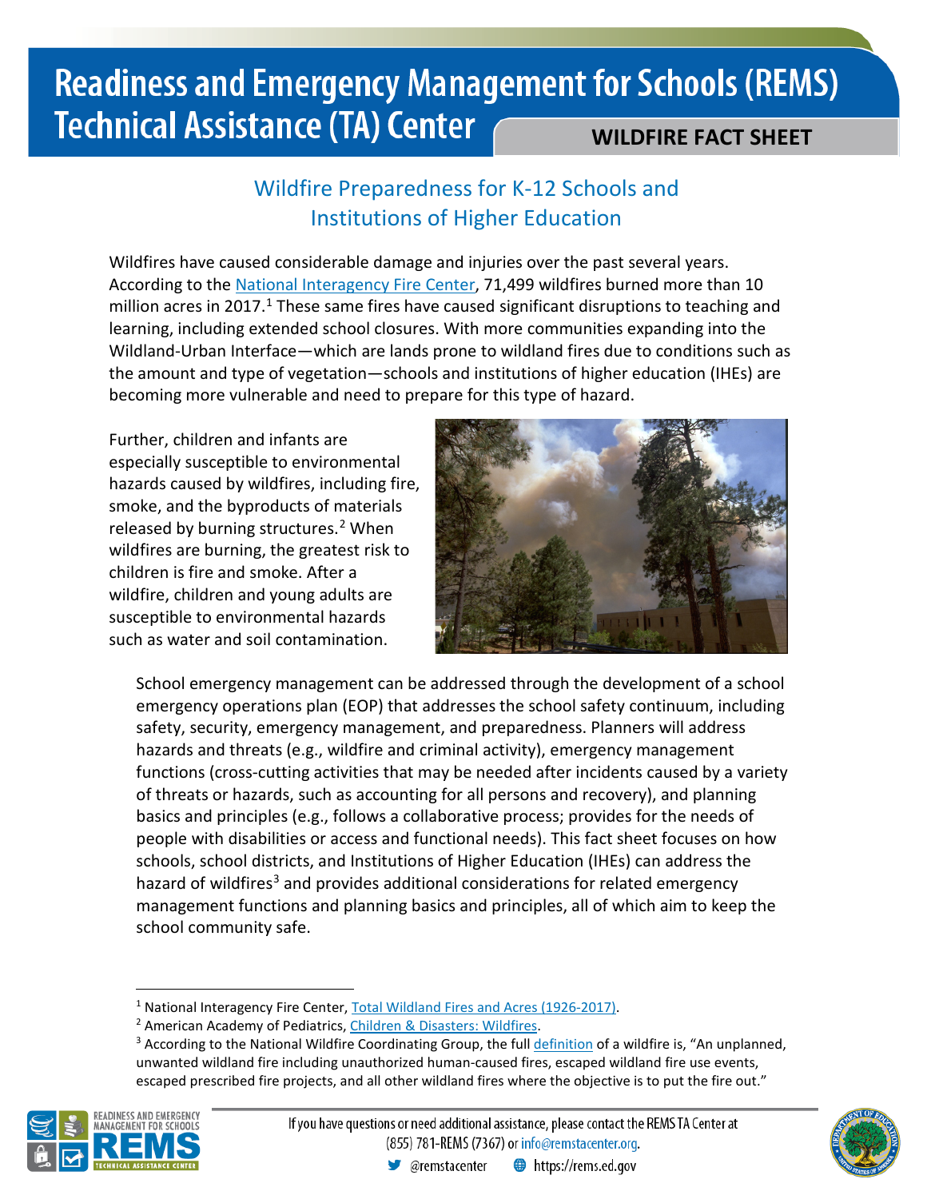# Readiness and Emergency Management for Schools (REMS) Technical Assistance (TA) Center

**WILDFIRE FACT SHEET**

## Wildfire Preparedness for K-12 Schools and Institutions of Higher Education

Wildfires have caused considerable damage and injuries over the past several years. According to the National Interagency Fire Center, 71,499 wildfires burned more than 10 million acres in 2017.[1] These same fires have caused significant disruptions to teaching and learning, including extended school closures. With more communities expanding into the Wildland-Urban Interface—which are lands prone to wildland fires due to conditions such as the amount and type of vegetation—schools and institutions of higher education (IHEs) are becoming more vulnerable and need to prepare for this type of hazard.

Further, children and infants are especially susceptible to environmental hazards caused by wildfires, including fire, smoke, and the byproducts of materials released by burning structures.[2] When wildfires are burning, the greatest risk to children is fire and smoke. After a wildfire, children and young adults are susceptible to environmental hazards such as water and soil contamination.

School emergency management can be addressed through the development of a school emergency operations plan (EOP) that addresses the school safety continuum, including safety, security, emergency management, and preparedness. Planners will address hazards and threats (e.g., wildfire and criminal activity), emergency management functions (cross-cutting activities that may be needed after incidents caused by a variety of threats or hazards, such as accounting for all persons and recovery), and planning basics and principles (e.g., follows a collaborative process; provides for the needs of people with disabilities or access and functional needs). This fact sheet focuses on how schools, school districts, and Institutions of Higher Education (IHEs) can address the hazard of wildfires[3] and provides additional considerations for related emergency management functions and planning basics and principles, all of which aim to keep the school community safe.

---

[1] National Interagency Fire Center, Total Wildland Fires and Acres (1926-2017).

[2] American Academy of Pediatrics, Children & Disasters: Wildfires.

[3] According to the National Wildfire Coordinating Group, the full definition of a wildfire is, "An unplanned, unwanted wildland fire including unauthorized human-caused fires, escaped wildland fire use events, escaped prescribed fire projects, and all other wildland fires where the objective is to put the fire out."

If you have questions or need additional assistance, please contact the REMS TA Center at (855) 781-REMS (7367) or info@remstacenter.org.

@remstacenter https://rems.ed.gov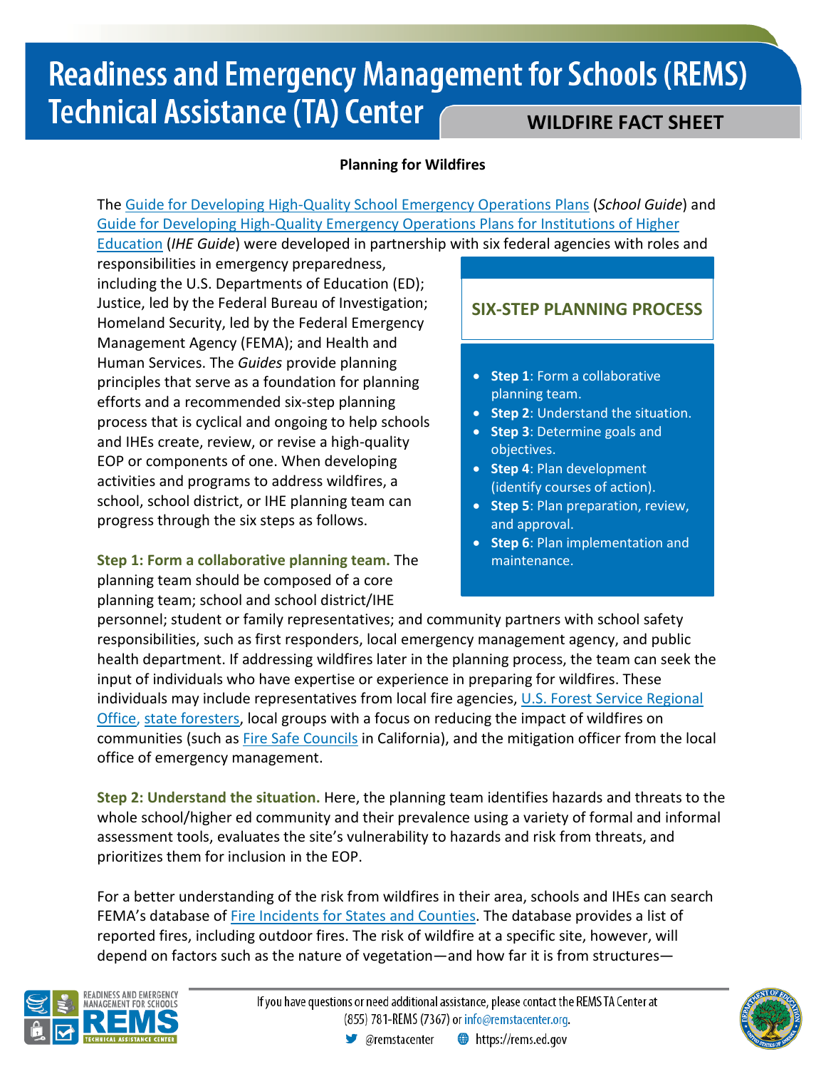# Readiness and Emergency Management for Schools (REMS) Technical Assistance (TA) Center

**WILDFIRE FACT SHEET**

**Planning for Wildfires**

The Guide for Developing High-Quality School Emergency Operations Plans (*School Guide*) and Guide for Developing High-Quality Emergency Operations Plans for Institutions of Higher Education (*IHE Guide*) were developed in partnership with six federal agencies with roles and responsibilities in emergency preparedness, including the U.S. Departments of Education (ED); Justice, led by the Federal Bureau of Investigation; Homeland Security, led by the Federal Emergency Management Agency (FEMA); and Health and Human Services. The *Guides* provide planning principles that serve as a foundation for planning efforts and a recommended six-step planning process that is cyclical and ongoing to help schools and IHEs create, review, or revise a high-quality EOP or components of one. When developing activities and programs to address wildfires, a school, school district, or IHE planning team can progress through the six steps as follows.

> **SIX-STEP PLANNING PROCESS**
>
> - **Step 1**: Form a collaborative planning team.
> - **Step 2**: Understand the situation.
> - **Step 3**: Determine goals and objectives.
> - **Step 4**: Plan development (identify courses of action).
> - **Step 5**: Plan preparation, review, and approval.
> - **Step 6**: Plan implementation and maintenance.

**Step 1: Form a collaborative planning team.** The planning team should be composed of a core planning team; school and school district/IHE personnel; student or family representatives; and community partners with school safety responsibilities, such as first responders, local emergency management agency, and public health department. If addressing wildfires later in the planning process, the team can seek the input of individuals who have expertise or experience in preparing for wildfires. These individuals may include representatives from local fire agencies, U.S. Forest Service Regional Office, state foresters, local groups with a focus on reducing the impact of wildfires on communities (such as Fire Safe Councils in California), and the mitigation officer from the local office of emergency management.

**Step 2: Understand the situation.** Here, the planning team identifies hazards and threats to the whole school/higher ed community and their prevalence using a variety of formal and informal assessment tools, evaluates the site's vulnerability to hazards and risk from threats, and prioritizes them for inclusion in the EOP.

For a better understanding of the risk from wildfires in their area, schools and IHEs can search FEMA's database of Fire Incidents for States and Counties. The database provides a list of reported fires, including outdoor fires. The risk of wildfire at a specific site, however, will depend on factors such as the nature of vegetation—and how far it is from structures—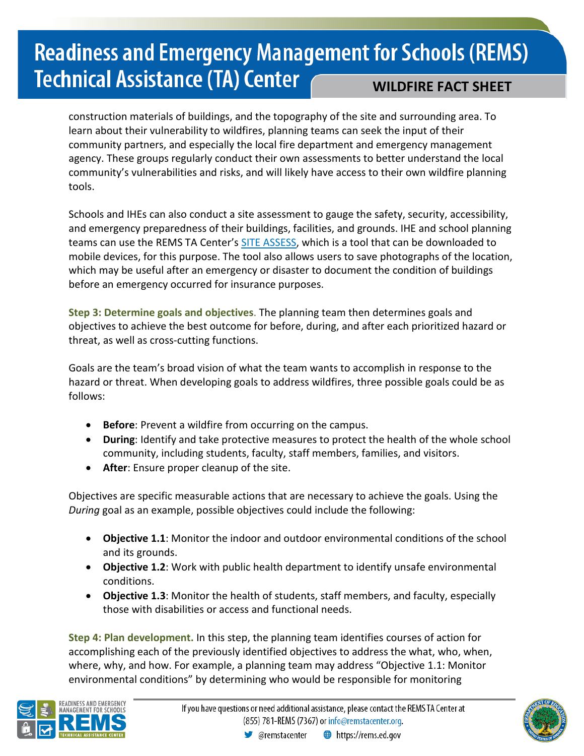construction materials of buildings, and the topography of the site and surrounding area. To learn about their vulnerability to wildfires, planning teams can seek the input of their community partners, and especially the local fire department and emergency management agency. These groups regularly conduct their own assessments to better understand the local community's vulnerabilities and risks, and will likely have access to their own wildfire planning tools.

Schools and IHEs can also conduct a site assessment to gauge the safety, security, accessibility, and emergency preparedness of their buildings, facilities, and grounds. IHE and school planning teams can use the REMS TA Center's SITE ASSESS, which is a tool that can be downloaded to mobile devices, for this purpose. The tool also allows users to save photographs of the location, which may be useful after an emergency or disaster to document the condition of buildings before an emergency occurred for insurance purposes.

**Step 3: Determine goals and objectives.** The planning team then determines goals and objectives to achieve the best outcome for before, during, and after each prioritized hazard or threat, as well as cross-cutting functions.

Goals are the team's broad vision of what the team wants to accomplish in response to the hazard or threat. When developing goals to address wildfires, three possible goals could be as follows:

- **Before**: Prevent a wildfire from occurring on the campus.
- **During**: Identify and take protective measures to protect the health of the whole school community, including students, faculty, staff members, families, and visitors.
- **After**: Ensure proper cleanup of the site.

Objectives are specific measurable actions that are necessary to achieve the goals. Using the *During* goal as an example, possible objectives could include the following:

- **Objective 1.1**: Monitor the indoor and outdoor environmental conditions of the school and its grounds.
- **Objective 1.2**: Work with public health department to identify unsafe environmental conditions.
- **Objective 1.3**: Monitor the health of students, staff members, and faculty, especially those with disabilities or access and functional needs.

**Step 4: Plan development.** In this step, the planning team identifies courses of action for accomplishing each of the previously identified objectives to address the what, who, when, where, why, and how. For example, a planning team may address "Objective 1.1: Monitor environmental conditions" by determining who would be responsible for monitoring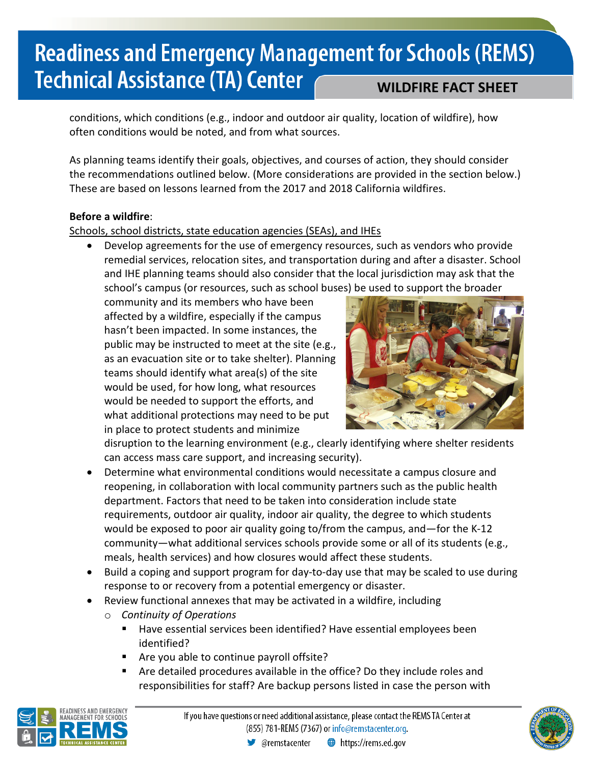conditions, which conditions (e.g., indoor and outdoor air quality, location of wildfire), how often conditions would be noted, and from what sources.

As planning teams identify their goals, objectives, and courses of action, they should consider the recommendations outlined below. (More considerations are provided in the section below.) These are based on lessons learned from the 2017 and 2018 California wildfires.

**Before a wildfire**:

Schools, school districts, state education agencies (SEAs), and IHEs

- Develop agreements for the use of emergency resources, such as vendors who provide remedial services, relocation sites, and transportation during and after a disaster. School and IHE planning teams should also consider that the local jurisdiction may ask that the school's campus (or resources, such as school buses) be used to support the broader community and its members who have been affected by a wildfire, especially if the campus hasn't been impacted. In some instances, the public may be instructed to meet at the site (e.g., as an evacuation site or to take shelter). Planning teams should identify what area(s) of the site would be used, for how long, what resources would be needed to support the efforts, and what additional protections may need to be put in place to protect students and minimize disruption to the learning environment (e.g., clearly identifying where shelter residents can access mass care support, and increasing security).
- Determine what environmental conditions would necessitate a campus closure and reopening, in collaboration with local community partners such as the public health department. Factors that need to be taken into consideration include state requirements, outdoor air quality, indoor air quality, the degree to which students would be exposed to poor air quality going to/from the campus, and—for the K-12 community—what additional services schools provide some or all of its students (e.g., meals, health services) and how closures would affect these students.
- Build a coping and support program for day-to-day use that may be scaled to use during response to or recovery from a potential emergency or disaster.
- Review functional annexes that may be activated in a wildfire, including
  - *Continuity of Operations*
    - Have essential services been identified? Have essential employees been identified?
    - Are you able to continue payroll offsite?
    - Are detailed procedures available in the office? Do they include roles and responsibilities for staff? Are backup persons listed in case the person with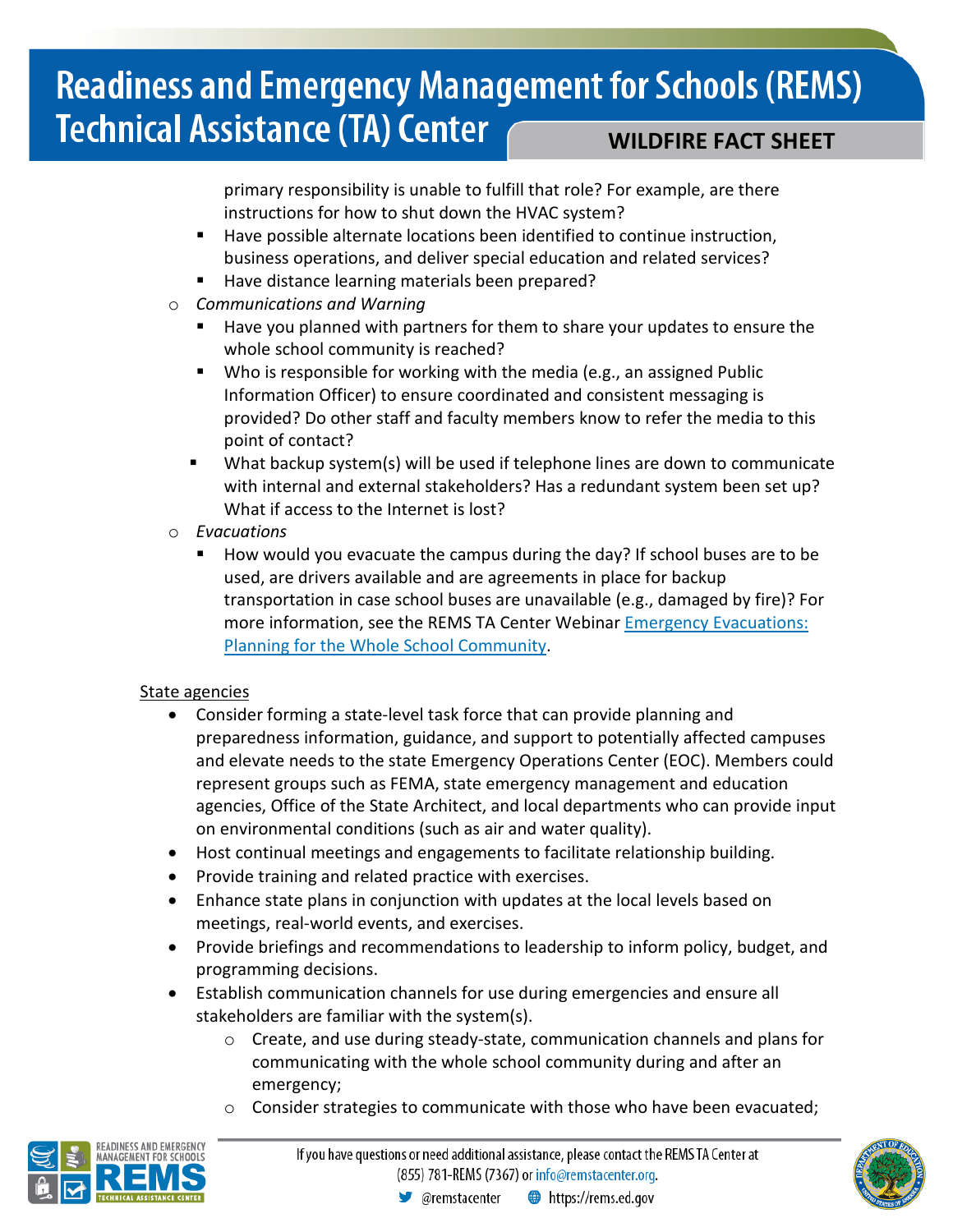primary responsibility is unable to fulfill that role? For example, are there instructions for how to shut down the HVAC system?
    - Have possible alternate locations been identified to continue instruction, business operations, and deliver special education and related services?
    - Have distance learning materials been prepared?
  - *Communications and Warning*
    - Have you planned with partners for them to share your updates to ensure the whole school community is reached?
    - Who is responsible for working with the media (e.g., an assigned Public Information Officer) to ensure coordinated and consistent messaging is provided? Do other staff and faculty members know to refer the media to this point of contact?
    - What backup system(s) will be used if telephone lines are down to communicate with internal and external stakeholders? Has a redundant system been set up? What if access to the Internet is lost?
  - *Evacuations*
    - How would you evacuate the campus during the day? If school buses are to be used, are drivers available and are agreements in place for backup transportation in case school buses are unavailable (e.g., damaged by fire)? For more information, see the REMS TA Center Webinar [Emergency Evacuations: Planning for the Whole School Community](#).

<u>State agencies</u>

- Consider forming a state-level task force that can provide planning and preparedness information, guidance, and support to potentially affected campuses and elevate needs to the state Emergency Operations Center (EOC). Members could represent groups such as FEMA, state emergency management and education agencies, Office of the State Architect, and local departments who can provide input on environmental conditions (such as air and water quality).
- Host continual meetings and engagements to facilitate relationship building.
- Provide training and related practice with exercises.
- Enhance state plans in conjunction with updates at the local levels based on meetings, real-world events, and exercises.
- Provide briefings and recommendations to leadership to inform policy, budget, and programming decisions.
- Establish communication channels for use during emergencies and ensure all stakeholders are familiar with the system(s).
  - Create, and use during steady-state, communication channels and plans for communicating with the whole school community during and after an emergency;
  - Consider strategies to communicate with those who have been evacuated;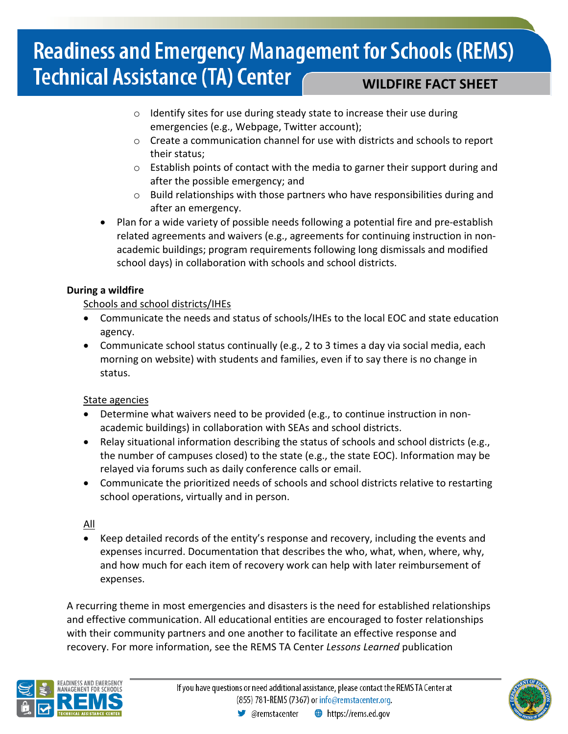- Identify sites for use during steady state to increase their use during emergencies (e.g., Webpage, Twitter account);
  - Create a communication channel for use with districts and schools to report their status;
  - Establish points of contact with the media to garner their support during and after the possible emergency; and
  - Build relationships with those partners who have responsibilities during and after an emergency.
- Plan for a wide variety of possible needs following a potential fire and pre-establish related agreements and waivers (e.g., agreements for continuing instruction in non-academic buildings; program requirements following long dismissals and modified school days) in collaboration with schools and school districts.

**During a wildfire**

Schools and school districts/IHEs

- Communicate the needs and status of schools/IHEs to the local EOC and state education agency.
- Communicate school status continually (e.g., 2 to 3 times a day via social media, each morning on website) with students and families, even if to say there is no change in status.

State agencies

- Determine what waivers need to be provided (e.g., to continue instruction in non-academic buildings) in collaboration with SEAs and school districts.
- Relay situational information describing the status of schools and school districts (e.g., the number of campuses closed) to the state (e.g., the state EOC). Information may be relayed via forums such as daily conference calls or email.
- Communicate the prioritized needs of schools and school districts relative to restarting school operations, virtually and in person.

All

- Keep detailed records of the entity's response and recovery, including the events and expenses incurred. Documentation that describes the who, what, when, where, why, and how much for each item of recovery work can help with later reimbursement of expenses.

A recurring theme in most emergencies and disasters is the need for established relationships and effective communication. All educational entities are encouraged to foster relationships with their community partners and one another to facilitate an effective response and recovery. For more information, see the REMS TA Center *Lessons Learned* publication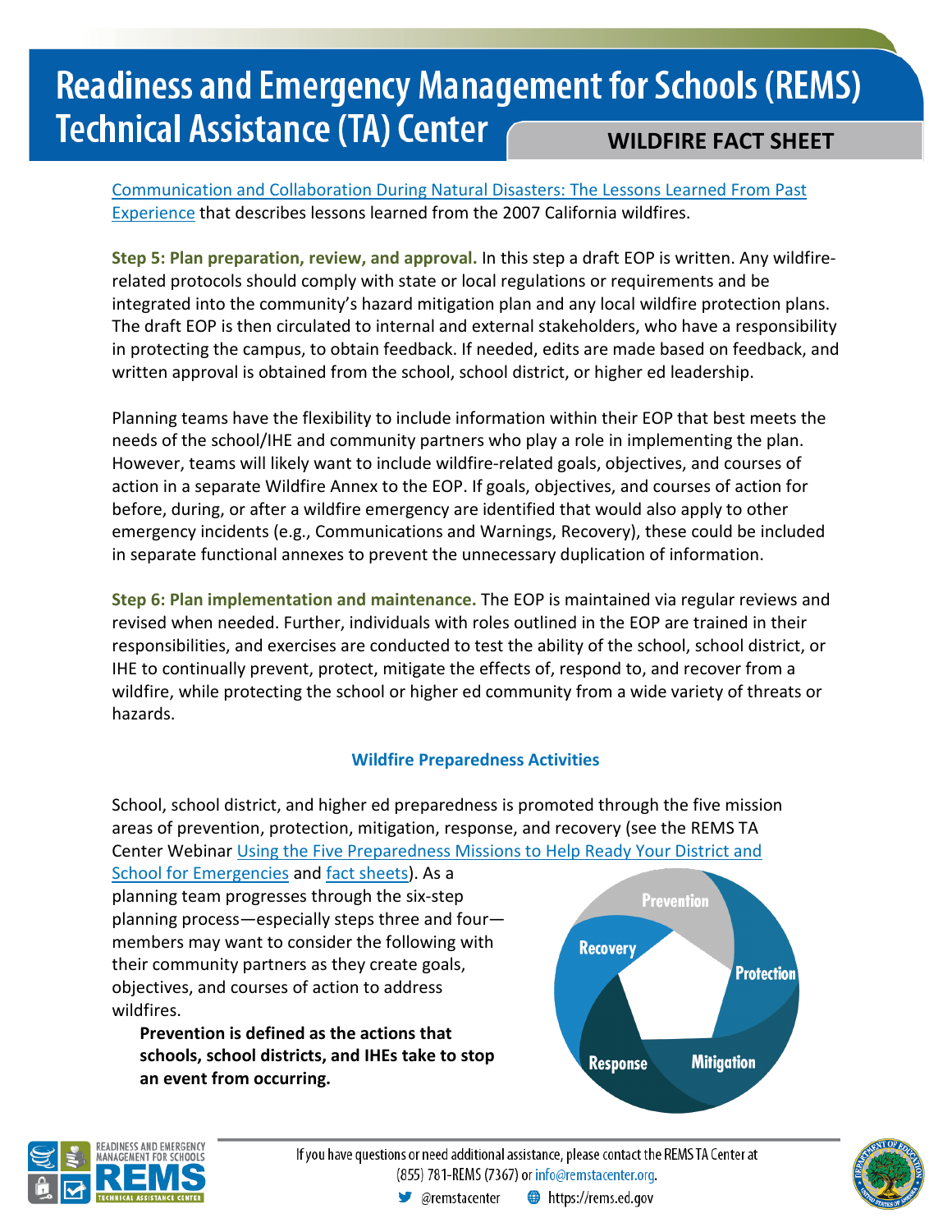Communication and Collaboration During Natural Disasters: The Lessons Learned From Past Experience that describes lessons learned from the 2007 California wildfires.

**Step 5: Plan preparation, review, and approval.** In this step a draft EOP is written. Any wildfire-related protocols should comply with state or local regulations or requirements and be integrated into the community's hazard mitigation plan and any local wildfire protection plans. The draft EOP is then circulated to internal and external stakeholders, who have a responsibility in protecting the campus, to obtain feedback. If needed, edits are made based on feedback, and written approval is obtained from the school, school district, or higher ed leadership.

Planning teams have the flexibility to include information within their EOP that best meets the needs of the school/IHE and community partners who play a role in implementing the plan. However, teams will likely want to include wildfire-related goals, objectives, and courses of action in a separate Wildfire Annex to the EOP. If goals, objectives, and courses of action for before, during, or after a wildfire emergency are identified that would also apply to other emergency incidents (e.g., Communications and Warnings, Recovery), these could be included in separate functional annexes to prevent the unnecessary duplication of information.

**Step 6: Plan implementation and maintenance.** The EOP is maintained via regular reviews and revised when needed. Further, individuals with roles outlined in the EOP are trained in their responsibilities, and exercises are conducted to test the ability of the school, school district, or IHE to continually prevent, protect, mitigate the effects of, respond to, and recover from a wildfire, while protecting the school or higher ed community from a wide variety of threats or hazards.

## Wildfire Preparedness Activities

School, school district, and higher ed preparedness is promoted through the five mission areas of prevention, protection, mitigation, response, and recovery (see the REMS TA Center Webinar Using the Five Preparedness Missions to Help Ready Your District and School for Emergencies and fact sheets). As a planning team progresses through the six-step planning process—especially steps three and four—members may want to consider the following with their community partners as they create goals, objectives, and courses of action to address wildfires.

Prevention | Protection | Mitigation | Response | Recovery

**Prevention is defined as the actions that schools, school districts, and IHEs take to stop an event from occurring.**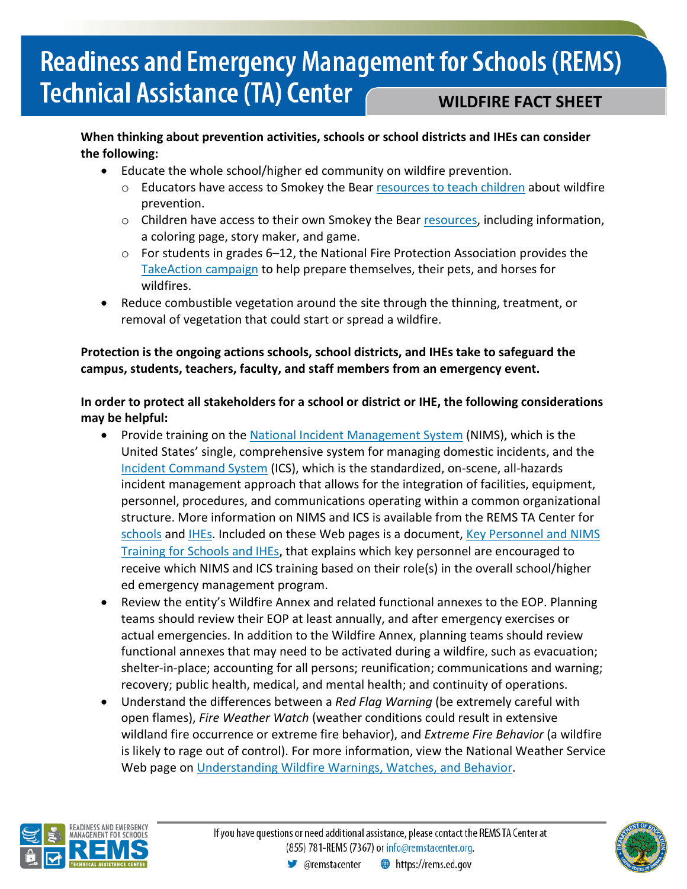**When thinking about prevention activities, schools or school districts and IHEs can consider the following:**

- Educate the whole school/higher ed community on wildfire prevention.
  - Educators have access to Smokey the Bear resources to teach children about wildfire prevention.
  - Children have access to their own Smokey the Bear resources, including information, a coloring page, story maker, and game.
  - For students in grades 6–12, the National Fire Protection Association provides the TakeAction campaign to help prepare themselves, their pets, and horses for wildfires.
- Reduce combustible vegetation around the site through the thinning, treatment, or removal of vegetation that could start or spread a wildfire.

**Protection is the ongoing actions schools, school districts, and IHEs take to safeguard the campus, students, teachers, faculty, and staff members from an emergency event.**

**In order to protect all stakeholders for a school or district or IHE, the following considerations may be helpful:**

- Provide training on the National Incident Management System (NIMS), which is the United States' single, comprehensive system for managing domestic incidents, and the Incident Command System (ICS), which is the standardized, on-scene, all-hazards incident management approach that allows for the integration of facilities, equipment, personnel, procedures, and communications operating within a common organizational structure. More information on NIMS and ICS is available from the REMS TA Center for schools and IHEs. Included on these Web pages is a document, Key Personnel and NIMS Training for Schools and IHEs, that explains which key personnel are encouraged to receive which NIMS and ICS training based on their role(s) in the overall school/higher ed emergency management program.
- Review the entity's Wildfire Annex and related functional annexes to the EOP. Planning teams should review their EOP at least annually, and after emergency exercises or actual emergencies. In addition to the Wildfire Annex, planning teams should review functional annexes that may need to be activated during a wildfire, such as evacuation; shelter-in-place; accounting for all persons; reunification; communications and warning; recovery; public health, medical, and mental health; and continuity of operations.
- Understand the differences between a *Red Flag Warning* (be extremely careful with open flames), *Fire Weather Watch* (weather conditions could result in extensive wildland fire occurrence or extreme fire behavior), and *Extreme Fire Behavior* (a wildfire is likely to rage out of control). For more information, view the National Weather Service Web page on Understanding Wildfire Warnings, Watches, and Behavior.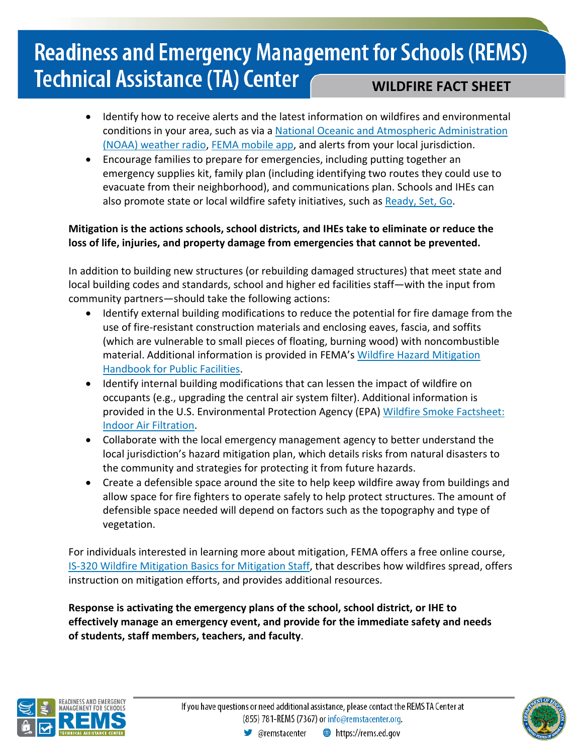- Identify how to receive alerts and the latest information on wildfires and environmental conditions in your area, such as via a [National Oceanic and Atmospheric Administration (NOAA) weather radio](), [FEMA mobile app](), and alerts from your local jurisdiction.
- Encourage families to prepare for emergencies, including putting together an emergency supplies kit, family plan (including identifying two routes they could use to evacuate from their neighborhood), and communications plan. Schools and IHEs can also promote state or local wildfire safety initiatives, such as [Ready, Set, Go]().

**Mitigation is the actions schools, school districts, and IHEs take to eliminate or reduce the loss of life, injuries, and property damage from emergencies that cannot be prevented.**

In addition to building new structures (or rebuilding damaged structures) that meet state and local building codes and standards, school and higher ed facilities staff—with the input from community partners—should take the following actions:

- Identify external building modifications to reduce the potential for fire damage from the use of fire-resistant construction materials and enclosing eaves, fascia, and soffits (which are vulnerable to small pieces of floating, burning wood) with noncombustible material. Additional information is provided in FEMA's [Wildfire Hazard Mitigation Handbook for Public Facilities]().
- Identify internal building modifications that can lessen the impact of wildfire on occupants (e.g., upgrading the central air system filter). Additional information is provided in the U.S. Environmental Protection Agency (EPA) [Wildfire Smoke Factsheet: Indoor Air Filtration]().
- Collaborate with the local emergency management agency to better understand the local jurisdiction's hazard mitigation plan, which details risks from natural disasters to the community and strategies for protecting it from future hazards.
- Create a defensible space around the site to help keep wildfire away from buildings and allow space for fire fighters to operate safely to help protect structures. The amount of defensible space needed will depend on factors such as the topography and type of vegetation.

For individuals interested in learning more about mitigation, FEMA offers a free online course, [IS-320 Wildfire Mitigation Basics for Mitigation Staff](), that describes how wildfires spread, offers instruction on mitigation efforts, and provides additional resources.

**Response is activating the emergency plans of the school, school district, or IHE to effectively manage an emergency event, and provide for the immediate safety and needs of students, staff members, teachers, and faculty**.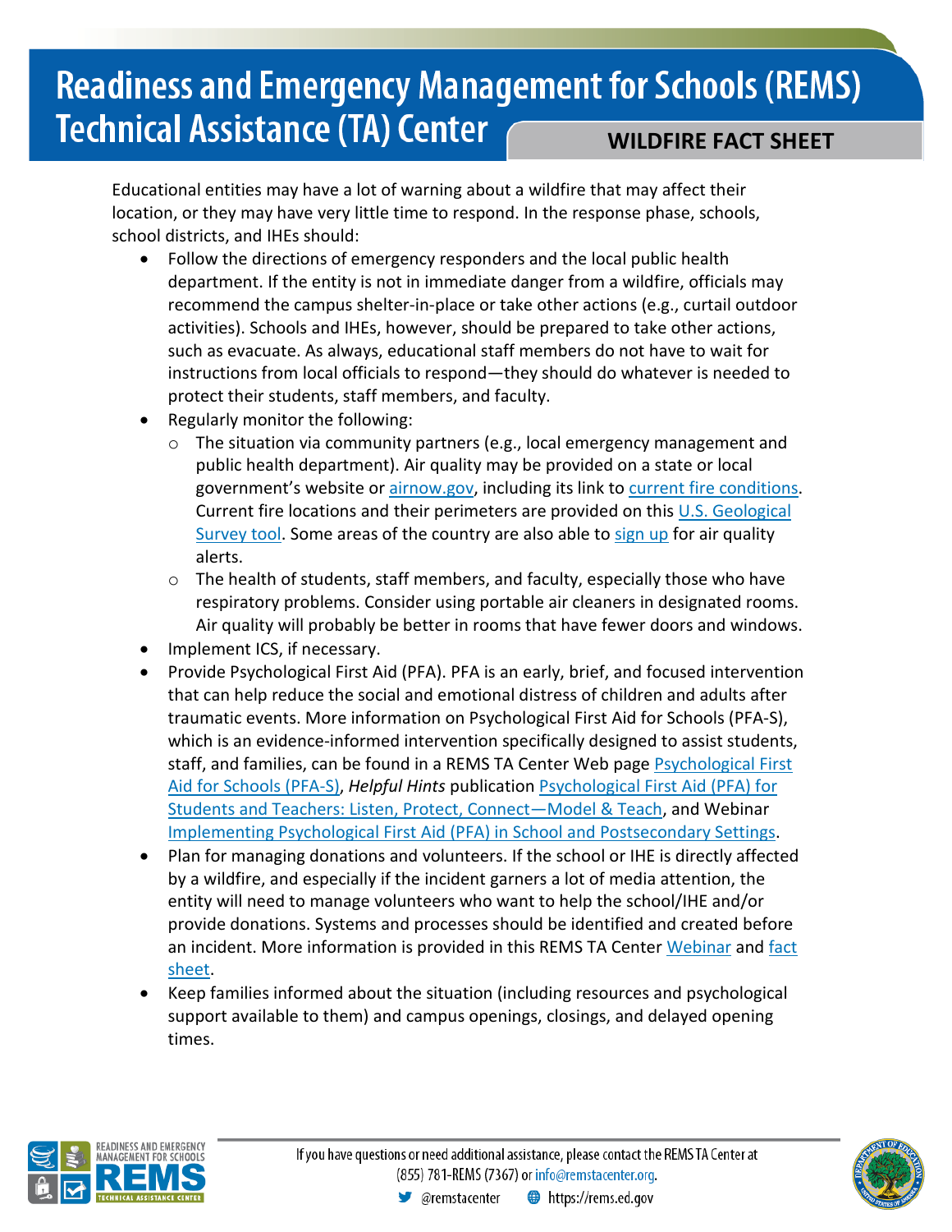Educational entities may have a lot of warning about a wildfire that may affect their location, or they may have very little time to respond. In the response phase, schools, school districts, and IHEs should:

- Follow the directions of emergency responders and the local public health department. If the entity is not in immediate danger from a wildfire, officials may recommend the campus shelter-in-place or take other actions (e.g., curtail outdoor activities). Schools and IHEs, however, should be prepared to take other actions, such as evacuate. As always, educational staff members do not have to wait for instructions from local officials to respond—they should do whatever is needed to protect their students, staff members, and faculty.
- Regularly monitor the following:
  - The situation via community partners (e.g., local emergency management and public health department). Air quality may be provided on a state or local government's website or airnow.gov, including its link to current fire conditions. Current fire locations and their perimeters are provided on this U.S. Geological Survey tool. Some areas of the country are also able to sign up for air quality alerts.
  - The health of students, staff members, and faculty, especially those who have respiratory problems. Consider using portable air cleaners in designated rooms. Air quality will probably be better in rooms that have fewer doors and windows.
- Implement ICS, if necessary.
- Provide Psychological First Aid (PFA). PFA is an early, brief, and focused intervention that can help reduce the social and emotional distress of children and adults after traumatic events. More information on Psychological First Aid for Schools (PFA-S), which is an evidence-informed intervention specifically designed to assist students, staff, and families, can be found in a REMS TA Center Web page Psychological First Aid for Schools (PFA-S), *Helpful Hints* publication Psychological First Aid (PFA) for Students and Teachers: Listen, Protect, Connect—Model & Teach, and Webinar Implementing Psychological First Aid (PFA) in School and Postsecondary Settings.
- Plan for managing donations and volunteers. If the school or IHE is directly affected by a wildfire, and especially if the incident garners a lot of media attention, the entity will need to manage volunteers who want to help the school/IHE and/or provide donations. Systems and processes should be identified and created before an incident. More information is provided in this REMS TA Center Webinar and fact sheet.
- Keep families informed about the situation (including resources and psychological support available to them) and campus openings, closings, and delayed opening times.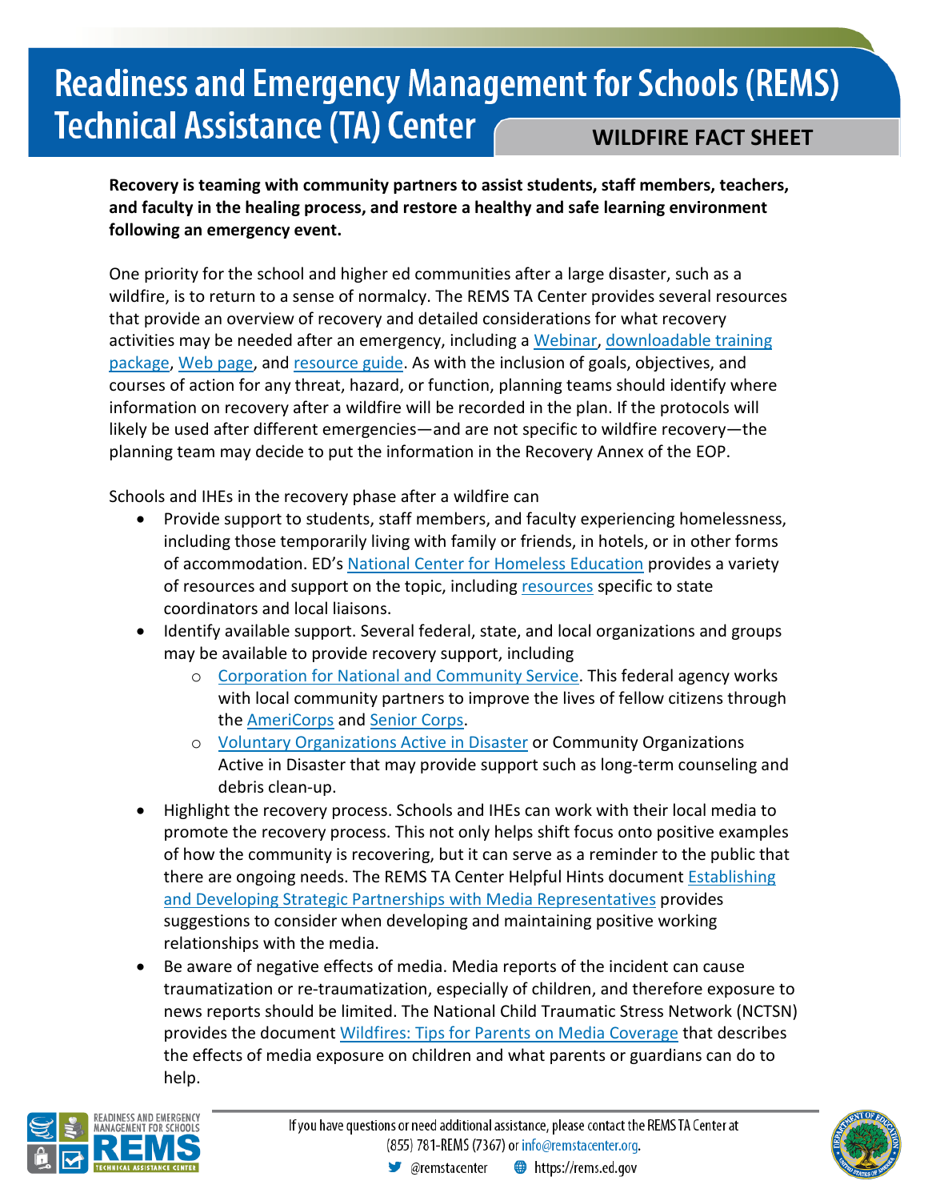**Recovery is teaming with community partners to assist students, staff members, teachers, and faculty in the healing process, and restore a healthy and safe learning environment following an emergency event.**

One priority for the school and higher ed communities after a large disaster, such as a wildfire, is to return to a sense of normalcy. The REMS TA Center provides several resources that provide an overview of recovery and detailed considerations for what recovery activities may be needed after an emergency, including a Webinar, downloadable training package, Web page, and resource guide. As with the inclusion of goals, objectives, and courses of action for any threat, hazard, or function, planning teams should identify where information on recovery after a wildfire will be recorded in the plan. If the protocols will likely be used after different emergencies—and are not specific to wildfire recovery—the planning team may decide to put the information in the Recovery Annex of the EOP.

Schools and IHEs in the recovery phase after a wildfire can

- Provide support to students, staff members, and faculty experiencing homelessness, including those temporarily living with family or friends, in hotels, or in other forms of accommodation. ED's National Center for Homeless Education provides a variety of resources and support on the topic, including resources specific to state coordinators and local liaisons.
- Identify available support. Several federal, state, and local organizations and groups may be available to provide recovery support, including
  - Corporation for National and Community Service. This federal agency works with local community partners to improve the lives of fellow citizens through the AmeriCorps and Senior Corps.
  - Voluntary Organizations Active in Disaster or Community Organizations Active in Disaster that may provide support such as long-term counseling and debris clean-up.
- Highlight the recovery process. Schools and IHEs can work with their local media to promote the recovery process. This not only helps shift focus onto positive examples of how the community is recovering, but it can serve as a reminder to the public that there are ongoing needs. The REMS TA Center Helpful Hints document Establishing and Developing Strategic Partnerships with Media Representatives provides suggestions to consider when developing and maintaining positive working relationships with the media.
- Be aware of negative effects of media. Media reports of the incident can cause traumatization or re-traumatization, especially of children, and therefore exposure to news reports should be limited. The National Child Traumatic Stress Network (NCTSN) provides the document Wildfires: Tips for Parents on Media Coverage that describes the effects of media exposure on children and what parents or guardians can do to help.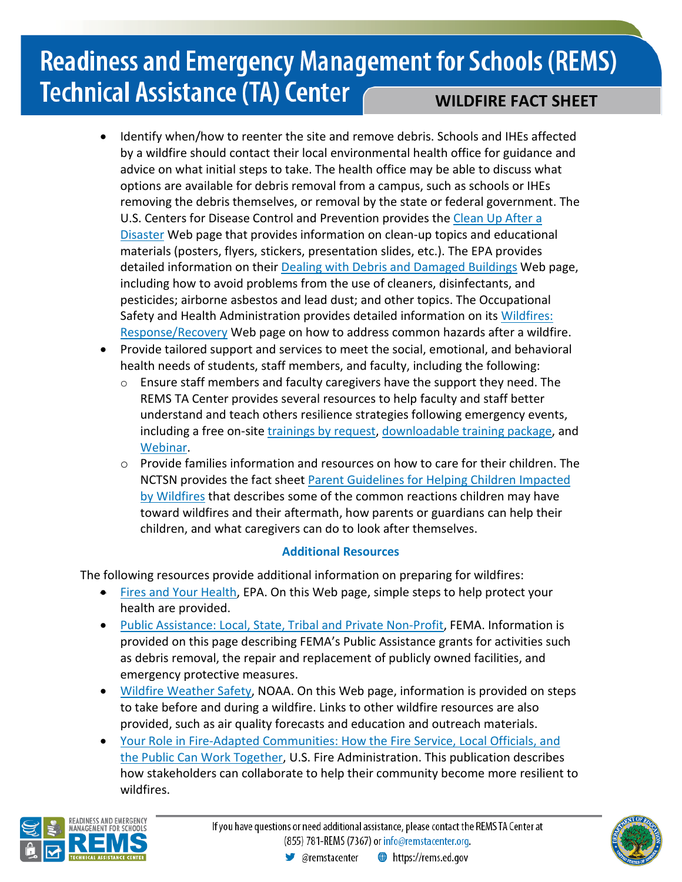- Identify when/how to reenter the site and remove debris. Schools and IHEs affected by a wildfire should contact their local environmental health office for guidance and advice on what initial steps to take. The health office may be able to discuss what options are available for debris removal from a campus, such as schools or IHEs removing the debris themselves, or removal by the state or federal government. The U.S. Centers for Disease Control and Prevention provides the Clean Up After a Disaster Web page that provides information on clean-up topics and educational materials (posters, flyers, stickers, presentation slides, etc.). The EPA provides detailed information on their Dealing with Debris and Damaged Buildings Web page, including how to avoid problems from the use of cleaners, disinfectants, and pesticides; airborne asbestos and lead dust; and other topics. The Occupational Safety and Health Administration provides detailed information on its Wildfires: Response/Recovery Web page on how to address common hazards after a wildfire.
- Provide tailored support and services to meet the social, emotional, and behavioral health needs of students, staff members, and faculty, including the following:
  - Ensure staff members and faculty caregivers have the support they need. The REMS TA Center provides several resources to help faculty and staff better understand and teach others resilience strategies following emergency events, including a free on-site trainings by request, downloadable training package, and Webinar.
  - Provide families information and resources on how to care for their children. The NCTSN provides the fact sheet Parent Guidelines for Helping Children Impacted by Wildfires that describes some of the common reactions children may have toward wildfires and their aftermath, how parents or guardians can help their children, and what caregivers can do to look after themselves.

### Additional Resources

The following resources provide additional information on preparing for wildfires:

- Fires and Your Health, EPA. On this Web page, simple steps to help protect your health are provided.
- Public Assistance: Local, State, Tribal and Private Non-Profit, FEMA. Information is provided on this page describing FEMA's Public Assistance grants for activities such as debris removal, the repair and replacement of publicly owned facilities, and emergency protective measures.
- Wildfire Weather Safety, NOAA. On this Web page, information is provided on steps to take before and during a wildfire. Links to other wildfire resources are also provided, such as air quality forecasts and education and outreach materials.
- Your Role in Fire-Adapted Communities: How the Fire Service, Local Officials, and the Public Can Work Together, U.S. Fire Administration. This publication describes how stakeholders can collaborate to help their community become more resilient to wildfires.